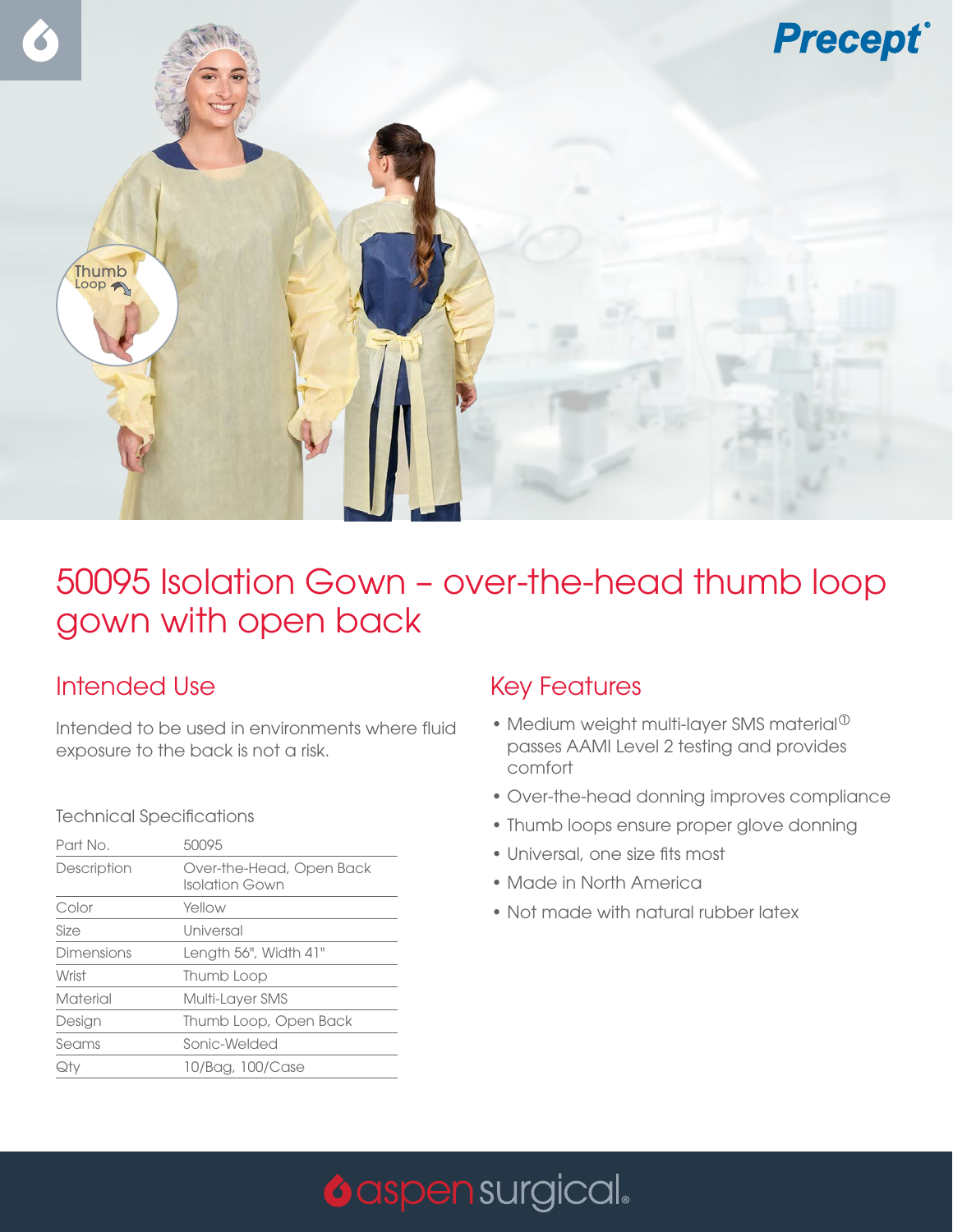Precept®

# 50095 Isolation Gown – over-the-head thumb loop gown with open back

## Intended Use

Intended to be used in environments where fluid exposure to the back is not a risk.

### Technical Specifications

| Part No. | 50095 |
|---|---|
| Description | Over-the-Head, Open Back Isolation Gown |
| Color | Yellow |
| Size | Universal |
| Dimensions | Length 56", Width 41" |
| Wrist | Thumb Loop |
| Material | Multi-Layer SMS |
| Design | Thumb Loop, Open Back |
| Seams | Sonic-Welded |
| Qty | 10/Bag, 100/Case |

## Key Features

- Medium weight multi-layer SMS material[1] passes AAMI Level 2 testing and provides comfort
- Over-the-head donning improves compliance
- Thumb loops ensure proper glove donning
- Universal, one size fits most
- Made in North America
- Not made with natural rubber latex

aspensurgical.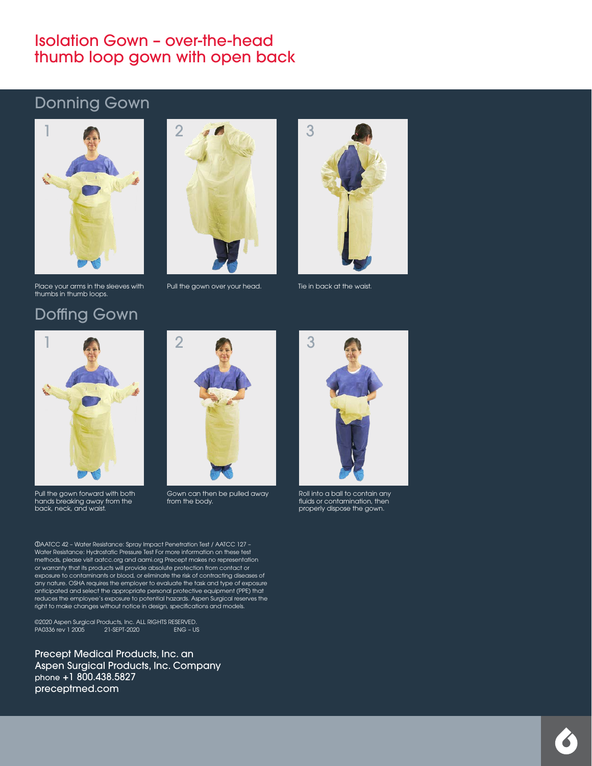# Isolation Gown – over-the-head thumb loop gown with open back

## Donning Gown

1. Place your arms in the sleeves with thumbs in thumb loops.
2. Pull the gown over your head.
3. Tie in back at the waist.

## Doffing Gown

1. Pull the gown forward with both hands breaking away from the back, neck, and waist.
2. Gown can then be pulled away from the body.
3. Roll into a ball to contain any fluids or contamination, then properly dispose the gown.

①AATCC 42 – Water Resistance: Spray Impact Penetration Test / AATCC 127 – Water Resistance: Hydrostatic Pressure Test For more information on these test methods, please visit aatcc.org and aami.org Precept makes no representation or warranty that its products will provide absolute protection from contact or exposure to contaminants or blood, or eliminate the risk of contracting diseases of any nature. OSHA requires the employer to evaluate the task and type of exposure anticipated and select the appropriate personal protective equipment (PPE) that reduces the employee's exposure to potential hazards. Aspen Surgical reserves the right to make changes without notice in design, specifications and models.

©2020 Aspen Surgical Products, Inc. ALL RIGHTS RESERVED.
PA0336 rev 1 2005 21-SEPT-2020 ENG – US

Precept Medical Products, Inc. an
Aspen Surgical Products, Inc. Company
phone +1 800.438.5827
preceptmed.com